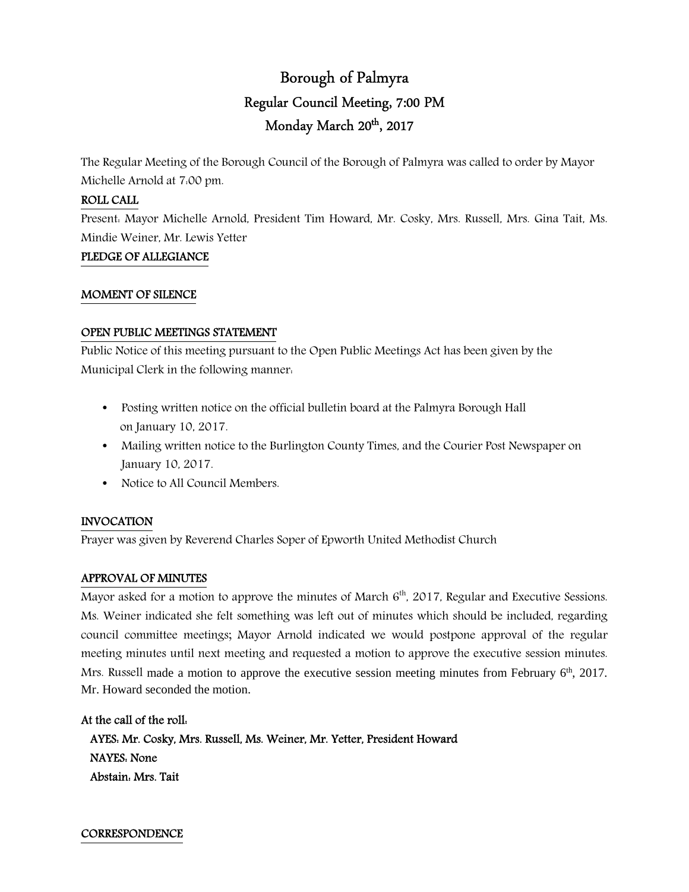# Borough of Palmyra

## Regular Council Meeting, 7:00 PM

## Monday March 20th, 2017

The Regular Meeting of the Borough Council of the Borough of Palmyra was called to order by Mayor Michelle Arnold at 7:00 pm.

**ROLL CALL**

Present: Mayor Michelle Arnold, President Tim Howard, Mr. Cosky, Mrs. Russell, Mrs. Gina Tait, Ms. Mindie Weiner, Mr. Lewis Yetter

**PLEDGE OF ALLEGIANCE**

**MOMENT OF SILENCE**

**OPEN PUBLIC MEETINGS STATEMENT**

Public Notice of this meeting pursuant to the Open Public Meetings Act has been given by the Municipal Clerk in the following manner:

- Posting written notice on the official bulletin board at the Palmyra Borough Hall on January 10, 2017.
- Mailing written notice to the Burlington County Times, and the Courier Post Newspaper on January 10, 2017.
- Notice to All Council Members.

**INVOCATION**

Prayer was given by Reverend Charles Soper of Epworth United Methodist Church

**APPROVAL OF MINUTES**

Mayor asked for a motion to approve the minutes of March 6th, 2017, Regular and Executive Sessions. Ms. Weiner indicated she felt something was left out of minutes which should be included, regarding council committee meetings; Mayor Arnold indicated we would postpone approval of the regular meeting minutes until next meeting and requested a motion to approve the executive session minutes. Mrs. Russell made a motion to approve the executive session meeting minutes from February 6th, 2017. Mr. Howard seconded the motion.

**At the call of the roll:**

**AYES: Mr. Cosky, Mrs. Russell, Ms. Weiner, Mr. Yetter, President Howard**
**NAYES: None**
**Abstain: Mrs. Tait**

**CORRESPONDENCE**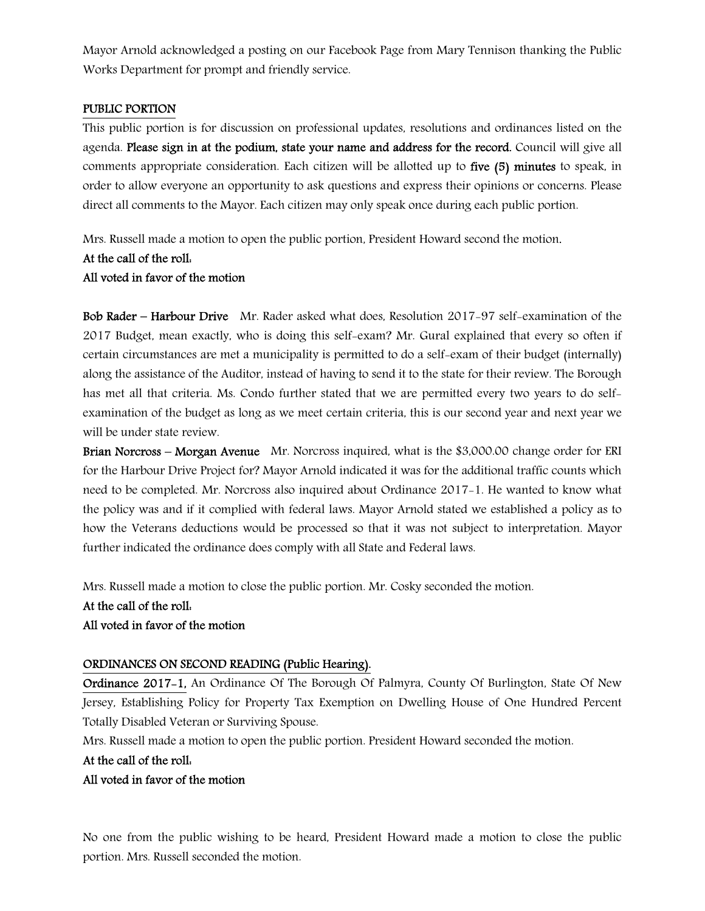Mayor Arnold acknowledged a posting on our Facebook Page from Mary Tennison thanking the Public Works Department for prompt and friendly service.

## PUBLIC PORTION

This public portion is for discussion on professional updates, resolutions and ordinances listed on the agenda. **Please sign in at the podium, state your name and address for the record.** Council will give all comments appropriate consideration. Each citizen will be allotted up to **five (5) minutes** to speak, in order to allow everyone an opportunity to ask questions and express their opinions or concerns. Please direct all comments to the Mayor. Each citizen may only speak once during each public portion.

Mrs. Russell made a motion to open the public portion, President Howard second the motion.

**At the call of the roll:**

**All voted in favor of the motion**

**Bob Rader – Harbour Drive** Mr. Rader asked what does, Resolution 2017-97 self-examination of the 2017 Budget, mean exactly, who is doing this self-exam? Mr. Gural explained that every so often if certain circumstances are met a municipality is permitted to do a self-exam of their budget (internally) along the assistance of the Auditor, instead of having to send it to the state for their review. The Borough has met all that criteria. Ms. Condo further stated that we are permitted every two years to do self-examination of the budget as long as we meet certain criteria, this is our second year and next year we will be under state review.

**Brian Norcross – Morgan Avenue** Mr. Norcross inquired, what is the $3,000.00 change order for ERI for the Harbour Drive Project for? Mayor Arnold indicated it was for the additional traffic counts which need to be completed. Mr. Norcross also inquired about Ordinance 2017-1. He wanted to know what the policy was and if it complied with federal laws. Mayor Arnold stated we established a policy as to how the Veterans deductions would be processed so that it was not subject to interpretation. Mayor further indicated the ordinance does comply with all State and Federal laws.

Mrs. Russell made a motion to close the public portion. Mr. Cosky seconded the motion.

**At the call of the roll:**

**All voted in favor of the motion**

## ORDINANCES ON SECOND READING (Public Hearing).

**Ordinance 2017-1,** An Ordinance Of The Borough Of Palmyra, County Of Burlington, State Of New Jersey, Establishing Policy for Property Tax Exemption on Dwelling House of One Hundred Percent Totally Disabled Veteran or Surviving Spouse.

Mrs. Russell made a motion to open the public portion. President Howard seconded the motion.

**At the call of the roll:**

**All voted in favor of the motion**

No one from the public wishing to be heard, President Howard made a motion to close the public portion. Mrs. Russell seconded the motion.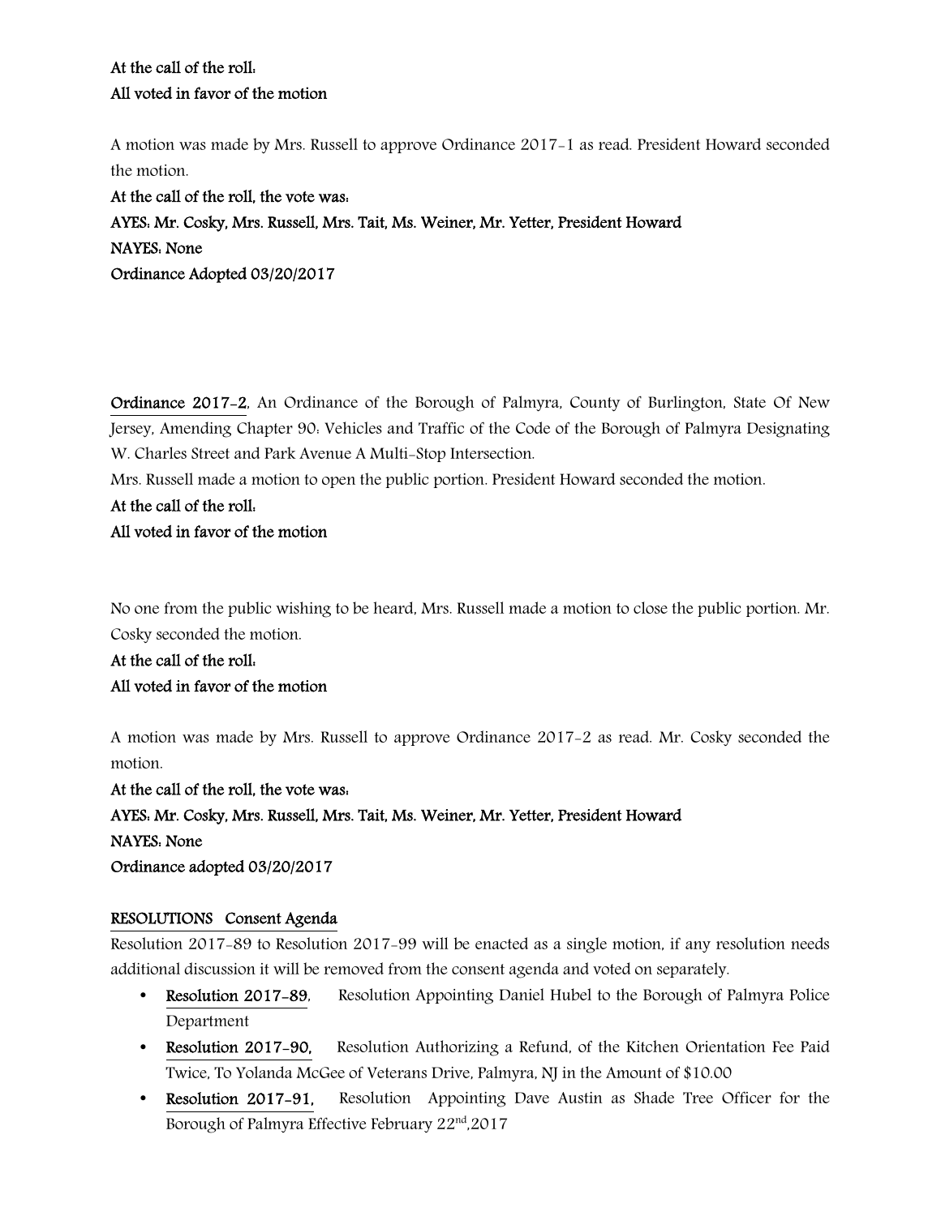**At the call of the roll:**
**All voted in favor of the motion**

A motion was made by Mrs. Russell to approve Ordinance 2017-1 as read. President Howard seconded the motion.

**At the call of the roll, the vote was:**
**AYES: Mr. Cosky, Mrs. Russell, Mrs. Tait, Ms. Weiner, Mr. Yetter, President Howard**
**NAYES: None**
**Ordinance Adopted 03/20/2017**

**Ordinance 2017-2**, An Ordinance of the Borough of Palmyra, County of Burlington, State Of New Jersey, Amending Chapter 90: Vehicles and Traffic of the Code of the Borough of Palmyra Designating W. Charles Street and Park Avenue A Multi-Stop Intersection.

Mrs. Russell made a motion to open the public portion. President Howard seconded the motion.

**At the call of the roll:**
**All voted in favor of the motion**

No one from the public wishing to be heard, Mrs. Russell made a motion to close the public portion. Mr. Cosky seconded the motion.

**At the call of the roll:**
**All voted in favor of the motion**

A motion was made by Mrs. Russell to approve Ordinance 2017-2 as read. Mr. Cosky seconded the motion.

**At the call of the roll, the vote was:**
**AYES: Mr. Cosky, Mrs. Russell, Mrs. Tait, Ms. Weiner, Mr. Yetter, President Howard**
**NAYES: None**
**Ordinance adopted 03/20/2017**

**RESOLUTIONS Consent Agenda**

Resolution 2017-89 to Resolution 2017-99 will be enacted as a single motion, if any resolution needs additional discussion it will be removed from the consent agenda and voted on separately.

- **Resolution 2017-89**, Resolution Appointing Daniel Hubel to the Borough of Palmyra Police Department
- **Resolution 2017-90,** Resolution Authorizing a Refund, of the Kitchen Orientation Fee Paid Twice, To Yolanda McGee of Veterans Drive, Palmyra, NJ in the Amount of $10.00
- **Resolution 2017-91,** Resolution Appointing Dave Austin as Shade Tree Officer for the Borough of Palmyra Effective February 22nd,2017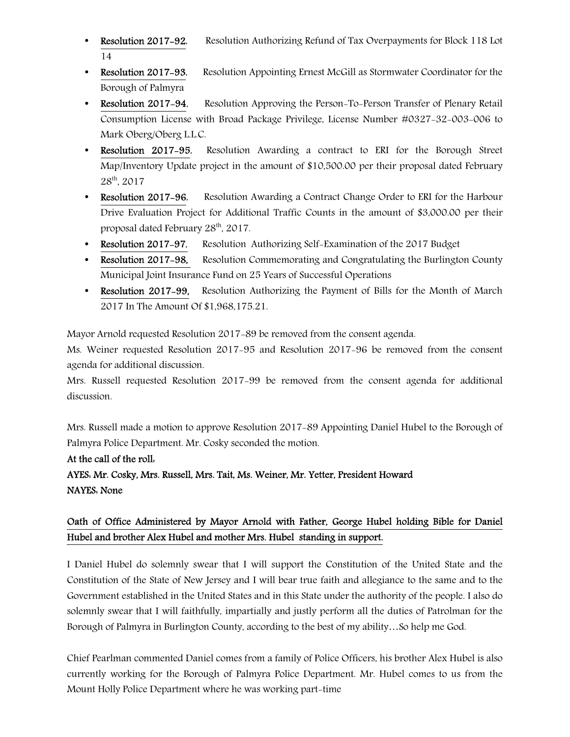- **Resolution 2017-92**, Resolution Authorizing Refund of Tax Overpayments for Block 118 Lot 14
- **Resolution 2017-93**, Resolution Appointing Ernest McGill as Stormwater Coordinator for the Borough of Palmyra
- **Resolution 2017-94**, Resolution Approving the Person-To-Person Transfer of Plenary Retail Consumption License with Broad Package Privilege, License Number #0327-32-003-006 to Mark Oberg/Oberg L.L.C.
- **Resolution 2017-95**, Resolution Awarding a contract to ERI for the Borough Street Map/Inventory Update project in the amount of $10,500.00 per their proposal dated February 28th, 2017
- **Resolution 2017-96**, Resolution Awarding a Contract Change Order to ERI for the Harbour Drive Evaluation Project for Additional Traffic Counts in the amount of $3,000.00 per their proposal dated February 28th, 2017.
- **Resolution 2017-97**, Resolution Authorizing Self-Examination of the 2017 Budget
- **Resolution 2017-98**, Resolution Commemorating and Congratulating the Burlington County Municipal Joint Insurance Fund on 25 Years of Successful Operations
- **Resolution 2017-99**, Resolution Authorizing the Payment of Bills for the Month of March 2017 In The Amount Of $1,968,175.21.

Mayor Arnold requested Resolution 2017-89 be removed from the consent agenda.
Ms. Weiner requested Resolution 2017-95 and Resolution 2017-96 be removed from the consent agenda for additional discussion.
Mrs. Russell requested Resolution 2017-99 be removed from the consent agenda for additional discussion.

Mrs. Russell made a motion to approve Resolution 2017-89 Appointing Daniel Hubel to the Borough of Palmyra Police Department. Mr. Cosky seconded the motion.

**At the call of the roll:**
**AYES: Mr. Cosky, Mrs. Russell, Mrs. Tait, Ms. Weiner, Mr. Yetter, President Howard**
**NAYES: None**

**Oath of Office Administered by Mayor Arnold with Father, George Hubel holding Bible for Daniel Hubel and brother Alex Hubel and mother Mrs. Hubel standing in support.**

I Daniel Hubel do solemnly swear that I will support the Constitution of the United State and the Constitution of the State of New Jersey and I will bear true faith and allegiance to the same and to the Government established in the United States and in this State under the authority of the people. I also do solemnly swear that I will faithfully, impartially and justly perform all the duties of Patrolman for the Borough of Palmyra in Burlington County, according to the best of my ability…So help me God.

Chief Pearlman commented Daniel comes from a family of Police Officers, his brother Alex Hubel is also currently working for the Borough of Palmyra Police Department. Mr. Hubel comes to us from the Mount Holly Police Department where he was working part-time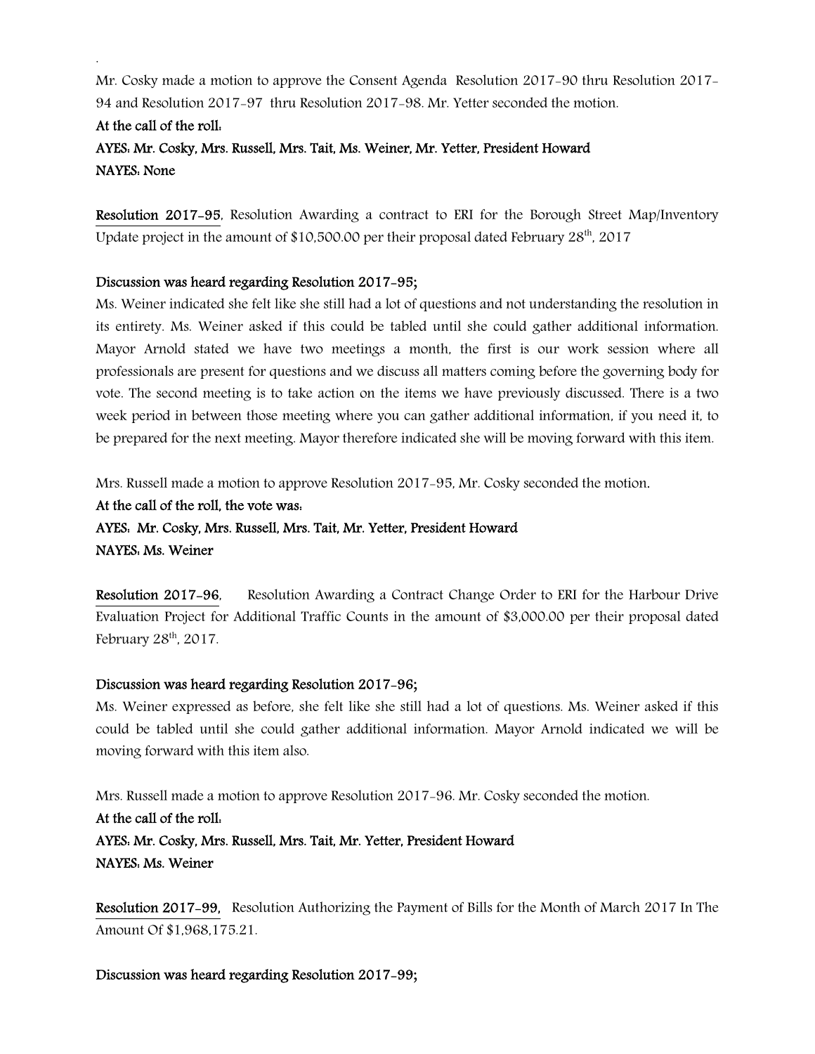Mr. Cosky made a motion to approve the Consent Agenda Resolution 2017-90 thru Resolution 2017-94 and Resolution 2017-97 thru Resolution 2017-98. Mr. Yetter seconded the motion.

**At the call of the roll:**

**AYES: Mr. Cosky, Mrs. Russell, Mrs. Tait, Ms. Weiner, Mr. Yetter, President Howard**

**NAYES: None**

**Resolution 2017-95**, Resolution Awarding a contract to ERI for the Borough Street Map/Inventory Update project in the amount of $10,500.00 per their proposal dated February 28th, 2017

**Discussion was heard regarding Resolution 2017-95;**

Ms. Weiner indicated she felt like she still had a lot of questions and not understanding the resolution in its entirety. Ms. Weiner asked if this could be tabled until she could gather additional information. Mayor Arnold stated we have two meetings a month, the first is our work session where all professionals are present for questions and we discuss all matters coming before the governing body for vote. The second meeting is to take action on the items we have previously discussed. There is a two week period in between those meeting where you can gather additional information, if you need it, to be prepared for the next meeting. Mayor therefore indicated she will be moving forward with this item.

Mrs. Russell made a motion to approve Resolution 2017-95, Mr. Cosky seconded the motion.

**At the call of the roll, the vote was:**

**AYES: Mr. Cosky, Mrs. Russell, Mrs. Tait, Mr. Yetter, President Howard**

**NAYES: Ms. Weiner**

**Resolution 2017-96**, Resolution Awarding a Contract Change Order to ERI for the Harbour Drive Evaluation Project for Additional Traffic Counts in the amount of $3,000.00 per their proposal dated February 28th, 2017.

**Discussion was heard regarding Resolution 2017-96;**

Ms. Weiner expressed as before, she felt like she still had a lot of questions. Ms. Weiner asked if this could be tabled until she could gather additional information. Mayor Arnold indicated we will be moving forward with this item also.

Mrs. Russell made a motion to approve Resolution 2017-96. Mr. Cosky seconded the motion.

**At the call of the roll:**

**AYES: Mr. Cosky, Mrs. Russell, Mrs. Tait, Mr. Yetter, President Howard**

**NAYES: Ms. Weiner**

**Resolution 2017-99**, Resolution Authorizing the Payment of Bills for the Month of March 2017 In The Amount Of $1,968,175.21.

**Discussion was heard regarding Resolution 2017-99;**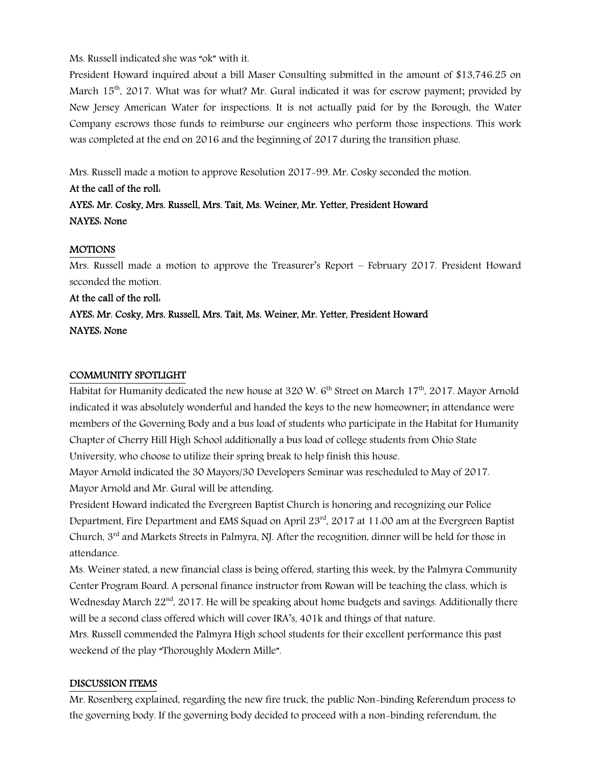Ms. Russell indicated she was "ok" with it.

President Howard inquired about a bill Maser Consulting submitted in the amount of $13,746.25 on March 15th, 2017. What was for what? Mr. Gural indicated it was for escrow payment; provided by New Jersey American Water for inspections. It is not actually paid for by the Borough, the Water Company escrows those funds to reimburse our engineers who perform those inspections. This work was completed at the end on 2016 and the beginning of 2017 during the transition phase.

Mrs. Russell made a motion to approve Resolution 2017-99. Mr. Cosky seconded the motion.

**At the call of the roll:**

**AYES: Mr. Cosky, Mrs. Russell, Mrs. Tait, Ms. Weiner, Mr. Yetter, President Howard**

**NAYES: None**

## MOTIONS

Mrs. Russell made a motion to approve the Treasurer's Report – February 2017. President Howard seconded the motion.

**At the call of the roll:**

**AYES: Mr. Cosky, Mrs. Russell, Mrs. Tait, Ms. Weiner, Mr. Yetter, President Howard**

**NAYES: None**

## COMMUNITY SPOTLIGHT

Habitat for Humanity dedicated the new house at 320 W. 6th Street on March 17th, 2017. Mayor Arnold indicated it was absolutely wonderful and handed the keys to the new homeowner; in attendance were members of the Governing Body and a bus load of students who participate in the Habitat for Humanity Chapter of Cherry Hill High School additionally a bus load of college students from Ohio State University, who choose to utilize their spring break to help finish this house.

Mayor Arnold indicated the 30 Mayors/30 Developers Seminar was rescheduled to May of 2017. Mayor Arnold and Mr. Gural will be attending.

President Howard indicated the Evergreen Baptist Church is honoring and recognizing our Police Department, Fire Department and EMS Squad on April 23rd, 2017 at 11:00 am at the Evergreen Baptist Church, 3rd and Markets Streets in Palmyra, NJ. After the recognition, dinner will be held for those in attendance.

Ms. Weiner stated, a new financial class is being offered, starting this week, by the Palmyra Community Center Program Board. A personal finance instructor from Rowan will be teaching the class, which is Wednesday March 22nd, 2017. He will be speaking about home budgets and savings. Additionally there will be a second class offered which will cover IRA's, 401k and things of that nature.

Mrs. Russell commended the Palmyra High school students for their excellent performance this past weekend of the play "Thoroughly Modern Mille".

## DISCUSSION ITEMS

Mr. Rosenberg explained, regarding the new fire truck, the public Non-binding Referendum process to the governing body. If the governing body decided to proceed with a non-binding referendum, the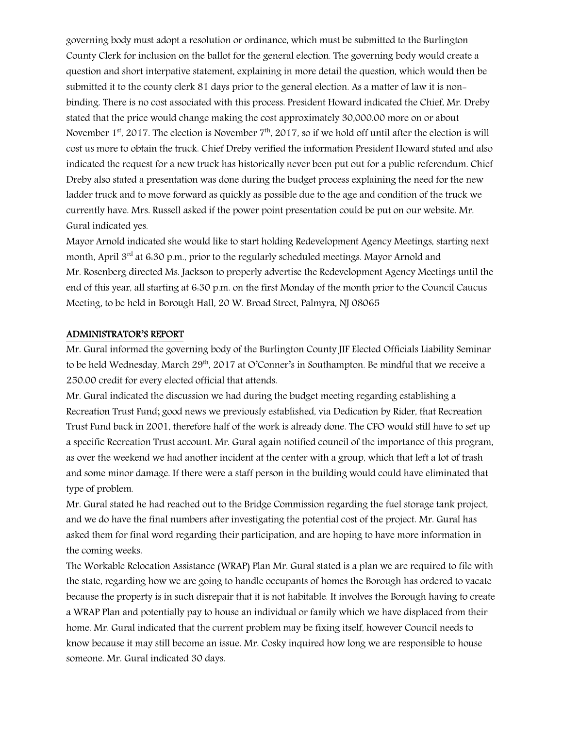governing body must adopt a resolution or ordinance, which must be submitted to the Burlington County Clerk for inclusion on the ballot for the general election. The governing body would create a question and short interpative statement, explaining in more detail the question, which would then be submitted it to the county clerk 81 days prior to the general election. As a matter of law it is non-binding. There is no cost associated with this process. President Howard indicated the Chief, Mr. Dreby stated that the price would change making the cost approximately 30,000.00 more on or about November 1st, 2017. The election is November 7th, 2017, so if we hold off until after the election is will cost us more to obtain the truck. Chief Dreby verified the information President Howard stated and also indicated the request for a new truck has historically never been put out for a public referendum. Chief Dreby also stated a presentation was done during the budget process explaining the need for the new ladder truck and to move forward as quickly as possible due to the age and condition of the truck we currently have. Mrs. Russell asked if the power point presentation could be put on our website. Mr. Gural indicated yes.

Mayor Arnold indicated she would like to start holding Redevelopment Agency Meetings, starting next month, April 3rd at 6:30 p.m., prior to the regularly scheduled meetings. Mayor Arnold and Mr. Rosenberg directed Ms. Jackson to properly advertise the Redevelopment Agency Meetings until the end of this year, all starting at 6:30 p.m. on the first Monday of the month prior to the Council Caucus Meeting, to be held in Borough Hall, 20 W. Broad Street, Palmyra, NJ 08065

## ADMINISTRATOR'S REPORT

Mr. Gural informed the governing body of the Burlington County JIF Elected Officials Liability Seminar to be held Wednesday, March 29th, 2017 at O'Conner's in Southampton. Be mindful that we receive a 250.00 credit for every elected official that attends.

Mr. Gural indicated the discussion we had during the budget meeting regarding establishing a Recreation Trust Fund; good news we previously established, via Dedication by Rider, that Recreation Trust Fund back in 2001, therefore half of the work is already done. The CFO would still have to set up a specific Recreation Trust account. Mr. Gural again notified council of the importance of this program, as over the weekend we had another incident at the center with a group, which that left a lot of trash and some minor damage. If there were a staff person in the building would could have eliminated that type of problem.

Mr. Gural stated he had reached out to the Bridge Commission regarding the fuel storage tank project, and we do have the final numbers after investigating the potential cost of the project. Mr. Gural has asked them for final word regarding their participation, and are hoping to have more information in the coming weeks.

The Workable Relocation Assistance (WRAP) Plan Mr. Gural stated is a plan we are required to file with the state, regarding how we are going to handle occupants of homes the Borough has ordered to vacate because the property is in such disrepair that it is not habitable. It involves the Borough having to create a WRAP Plan and potentially pay to house an individual or family which we have displaced from their home. Mr. Gural indicated that the current problem may be fixing itself, however Council needs to know because it may still become an issue. Mr. Cosky inquired how long we are responsible to house someone. Mr. Gural indicated 30 days.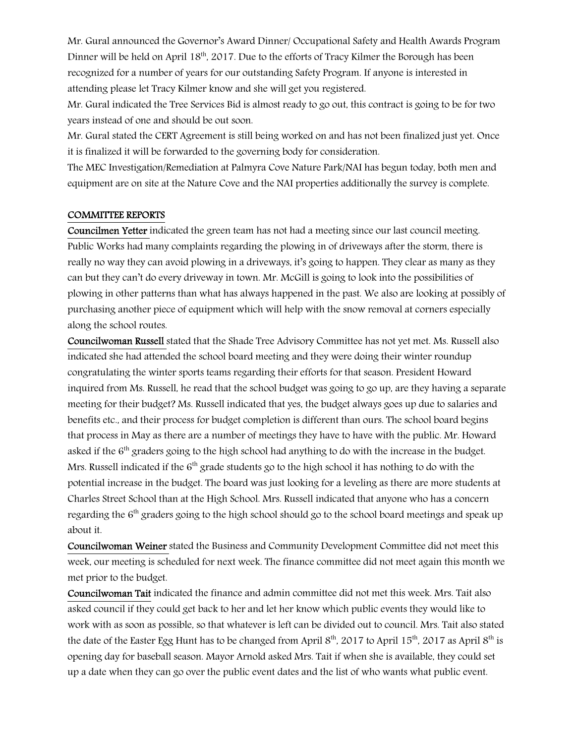Mr. Gural announced the Governor's Award Dinner/ Occupational Safety and Health Awards Program Dinner will be held on April 18th, 2017. Due to the efforts of Tracy Kilmer the Borough has been recognized for a number of years for our outstanding Safety Program. If anyone is interested in attending please let Tracy Kilmer know and she will get you registered.

Mr. Gural indicated the Tree Services Bid is almost ready to go out, this contract is going to be for two years instead of one and should be out soon.

Mr. Gural stated the CERT Agreement is still being worked on and has not been finalized just yet. Once it is finalized it will be forwarded to the governing body for consideration.

The MEC Investigation/Remediation at Palmyra Cove Nature Park/NAI has begun today, both men and equipment are on site at the Nature Cove and the NAI properties additionally the survey is complete.

## COMMITTEE REPORTS

**Councilmen Yetter** indicated the green team has not had a meeting since our last council meeting. Public Works had many complaints regarding the plowing in of driveways after the storm, there is really no way they can avoid plowing in a driveways, it's going to happen. They clear as many as they can but they can't do every driveway in town. Mr. McGill is going to look into the possibilities of plowing in other patterns than what has always happened in the past. We also are looking at possibly of purchasing another piece of equipment which will help with the snow removal at corners especially along the school routes.

**Councilwoman Russell** stated that the Shade Tree Advisory Committee has not yet met. Ms. Russell also indicated she had attended the school board meeting and they were doing their winter roundup congratulating the winter sports teams regarding their efforts for that season. President Howard inquired from Ms. Russell, he read that the school budget was going to go up, are they having a separate meeting for their budget? Ms. Russell indicated that yes, the budget always goes up due to salaries and benefits etc., and their process for budget completion is different than ours. The school board begins that process in May as there are a number of meetings they have to have with the public. Mr. Howard asked if the 6th graders going to the high school had anything to do with the increase in the budget. Mrs. Russell indicated if the 6th grade students go to the high school it has nothing to do with the potential increase in the budget. The board was just looking for a leveling as there are more students at Charles Street School than at the High School. Mrs. Russell indicated that anyone who has a concern regarding the 6th graders going to the high school should go to the school board meetings and speak up about it.

**Councilwoman Weiner** stated the Business and Community Development Committee did not meet this week, our meeting is scheduled for next week. The finance committee did not meet again this month we met prior to the budget.

**Councilwoman Tait** indicated the finance and admin committee did not met this week. Mrs. Tait also asked council if they could get back to her and let her know which public events they would like to work with as soon as possible, so that whatever is left can be divided out to council. Mrs. Tait also stated the date of the Easter Egg Hunt has to be changed from April 8th, 2017 to April 15th, 2017 as April 8th is opening day for baseball season. Mayor Arnold asked Mrs. Tait if when she is available, they could set up a date when they can go over the public event dates and the list of who wants what public event.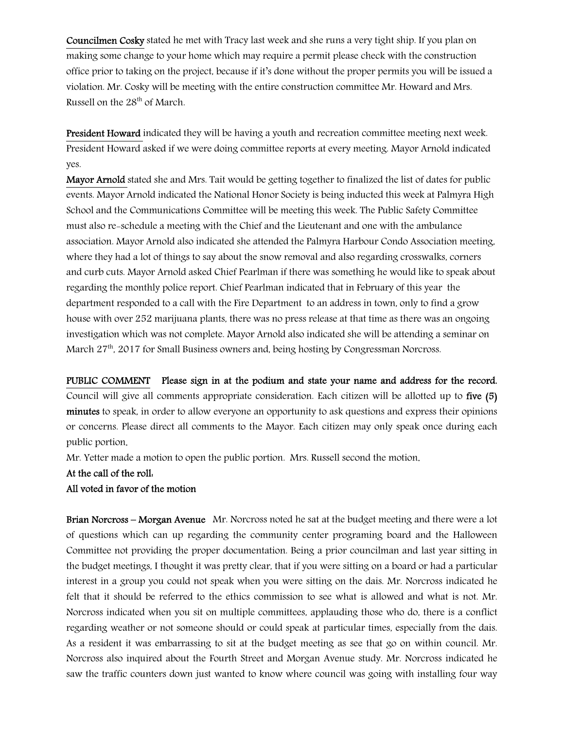**Councilmen Cosky** stated he met with Tracy last week and she runs a very tight ship. If you plan on making some change to your home which may require a permit please check with the construction office prior to taking on the project, because if it's done without the proper permits you will be issued a violation. Mr. Cosky will be meeting with the entire construction committee Mr. Howard and Mrs. Russell on the 28th of March.

**President Howard** indicated they will be having a youth and recreation committee meeting next week. President Howard asked if we were doing committee reports at every meeting. Mayor Arnold indicated yes.

**Mayor Arnold** stated she and Mrs. Tait would be getting together to finalized the list of dates for public events. Mayor Arnold indicated the National Honor Society is being inducted this week at Palmyra High School and the Communications Committee will be meeting this week. The Public Safety Committee must also re-schedule a meeting with the Chief and the Lieutenant and one with the ambulance association. Mayor Arnold also indicated she attended the Palmyra Harbour Condo Association meeting, where they had a lot of things to say about the snow removal and also regarding crosswalks, corners and curb cuts. Mayor Arnold asked Chief Pearlman if there was something he would like to speak about regarding the monthly police report. Chief Pearlman indicated that in February of this year the department responded to a call with the Fire Department to an address in town, only to find a grow house with over 252 marijuana plants, there was no press release at that time as there was an ongoing investigation which was not complete. Mayor Arnold also indicated she will be attending a seminar on March 27th, 2017 for Small Business owners and, being hosting by Congressman Norcross.

**PUBLIC COMMENT Please sign in at the podium and state your name and address for the record.** Council will give all comments appropriate consideration. Each citizen will be allotted up to **five (5) minutes** to speak, in order to allow everyone an opportunity to ask questions and express their opinions or concerns. Please direct all comments to the Mayor. Each citizen may only speak once during each public portion.

Mr. Yetter made a motion to open the public portion. Mrs. Russell second the motion.

**At the call of the roll:**

**All voted in favor of the motion**

**Brian Norcross – Morgan Avenue** Mr. Norcross noted he sat at the budget meeting and there were a lot of questions which can up regarding the community center programing board and the Halloween Committee not providing the proper documentation. Being a prior councilman and last year sitting in the budget meetings, I thought it was pretty clear, that if you were sitting on a board or had a particular interest in a group you could not speak when you were sitting on the dais. Mr. Norcross indicated he felt that it should be referred to the ethics commission to see what is allowed and what is not. Mr. Norcross indicated when you sit on multiple committees, applauding those who do, there is a conflict regarding weather or not someone should or could speak at particular times, especially from the dais. As a resident it was embarrassing to sit at the budget meeting as see that go on within council. Mr. Norcross also inquired about the Fourth Street and Morgan Avenue study. Mr. Norcross indicated he saw the traffic counters down just wanted to know where council was going with installing four way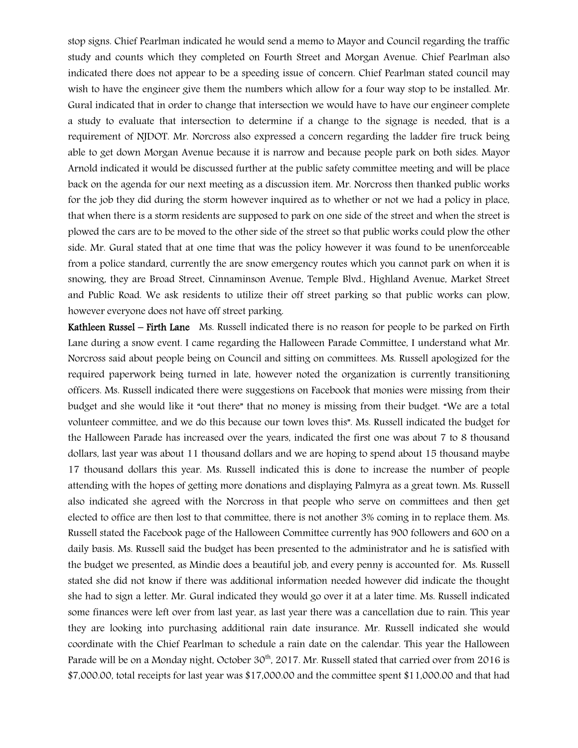stop signs. Chief Pearlman indicated he would send a memo to Mayor and Council regarding the traffic study and counts which they completed on Fourth Street and Morgan Avenue. Chief Pearlman also indicated there does not appear to be a speeding issue of concern. Chief Pearlman stated council may wish to have the engineer give them the numbers which allow for a four way stop to be installed. Mr. Gural indicated that in order to change that intersection we would have to have our engineer complete a study to evaluate that intersection to determine if a change to the signage is needed, that is a requirement of NJDOT. Mr. Norcross also expressed a concern regarding the ladder fire truck being able to get down Morgan Avenue because it is narrow and because people park on both sides. Mayor Arnold indicated it would be discussed further at the public safety committee meeting and will be place back on the agenda for our next meeting as a discussion item. Mr. Norcross then thanked public works for the job they did during the storm however inquired as to whether or not we had a policy in place, that when there is a storm residents are supposed to park on one side of the street and when the street is plowed the cars are to be moved to the other side of the street so that public works could plow the other side. Mr. Gural stated that at one time that was the policy however it was found to be unenforceable from a police standard, currently the are snow emergency routes which you cannot park on when it is snowing, they are Broad Street, Cinnaminson Avenue, Temple Blvd., Highland Avenue, Market Street and Public Road. We ask residents to utilize their off street parking so that public works can plow, however everyone does not have off street parking.

**Kathleen Russel – Firth Lane** Ms. Russell indicated there is no reason for people to be parked on Firth Lane during a snow event. I came regarding the Halloween Parade Committee, I understand what Mr. Norcross said about people being on Council and sitting on committees. Ms. Russell apologized for the required paperwork being turned in late, however noted the organization is currently transitioning officers. Ms. Russell indicated there were suggestions on Facebook that monies were missing from their budget and she would like it "out there" that no money is missing from their budget. "We are a total volunteer committee, and we do this because our town loves this". Ms. Russell indicated the budget for the Halloween Parade has increased over the years, indicated the first one was about 7 to 8 thousand dollars, last year was about 11 thousand dollars and we are hoping to spend about 15 thousand maybe 17 thousand dollars this year. Ms. Russell indicated this is done to increase the number of people attending with the hopes of getting more donations and displaying Palmyra as a great town. Ms. Russell also indicated she agreed with the Norcross in that people who serve on committees and then get elected to office are then lost to that committee, there is not another 3% coming in to replace them. Ms. Russell stated the Facebook page of the Halloween Committee currently has 900 followers and 600 on a daily basis. Ms. Russell said the budget has been presented to the administrator and he is satisfied with the budget we presented, as Mindie does a beautiful job, and every penny is accounted for. Ms. Russell stated she did not know if there was additional information needed however did indicate the thought she had to sign a letter. Mr. Gural indicated they would go over it at a later time. Ms. Russell indicated some finances were left over from last year, as last year there was a cancellation due to rain. This year they are looking into purchasing additional rain date insurance. Mr. Russell indicated she would coordinate with the Chief Pearlman to schedule a rain date on the calendar. This year the Halloween Parade will be on a Monday night, October 30th, 2017. Mr. Russell stated that carried over from 2016 is $7,000.00, total receipts for last year was $17,000.00 and the committee spent $11,000.00 and that had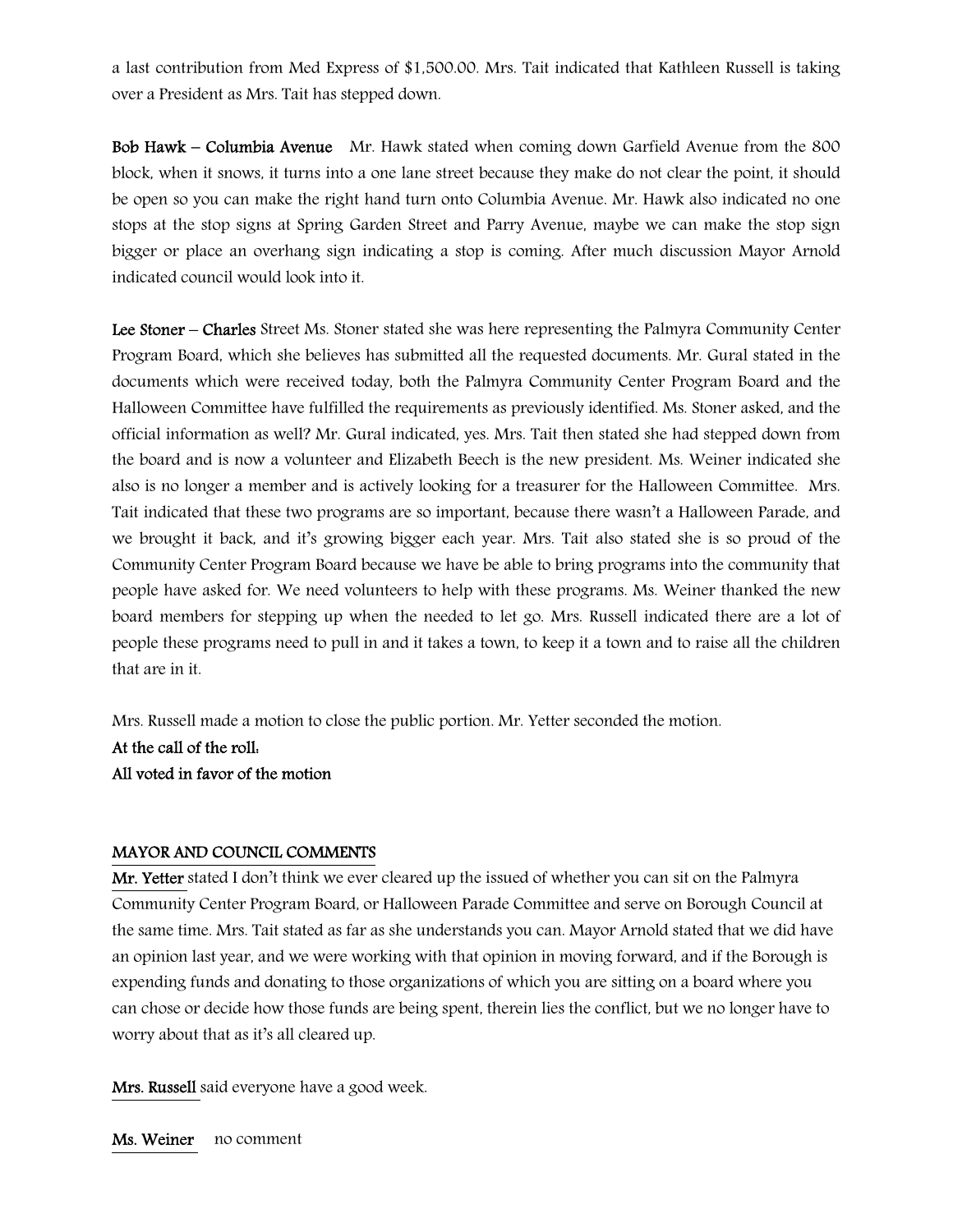a last contribution from Med Express of $1,500.00. Mrs. Tait indicated that Kathleen Russell is taking over a President as Mrs. Tait has stepped down.

**Bob Hawk – Columbia Avenue** Mr. Hawk stated when coming down Garfield Avenue from the 800 block, when it snows, it turns into a one lane street because they make do not clear the point, it should be open so you can make the right hand turn onto Columbia Avenue. Mr. Hawk also indicated no one stops at the stop signs at Spring Garden Street and Parry Avenue, maybe we can make the stop sign bigger or place an overhang sign indicating a stop is coming. After much discussion Mayor Arnold indicated council would look into it.

**Lee Stoner – Charles** Street Ms. Stoner stated she was here representing the Palmyra Community Center Program Board, which she believes has submitted all the requested documents. Mr. Gural stated in the documents which were received today, both the Palmyra Community Center Program Board and the Halloween Committee have fulfilled the requirements as previously identified. Ms. Stoner asked, and the official information as well? Mr. Gural indicated, yes. Mrs. Tait then stated she had stepped down from the board and is now a volunteer and Elizabeth Beech is the new president. Ms. Weiner indicated she also is no longer a member and is actively looking for a treasurer for the Halloween Committee. Mrs. Tait indicated that these two programs are so important, because there wasn't a Halloween Parade, and we brought it back, and it's growing bigger each year. Mrs. Tait also stated she is so proud of the Community Center Program Board because we have be able to bring programs into the community that people have asked for. We need volunteers to help with these programs. Ms. Weiner thanked the new board members for stepping up when the needed to let go. Mrs. Russell indicated there are a lot of people these programs need to pull in and it takes a town, to keep it a town and to raise all the children that are in it.

Mrs. Russell made a motion to close the public portion. Mr. Yetter seconded the motion.
**At the call of the roll:**
**All voted in favor of the motion**

## MAYOR AND COUNCIL COMMENTS

**Mr. Yetter** stated I don't think we ever cleared up the issued of whether you can sit on the Palmyra Community Center Program Board, or Halloween Parade Committee and serve on Borough Council at the same time. Mrs. Tait stated as far as she understands you can. Mayor Arnold stated that we did have an opinion last year, and we were working with that opinion in moving forward, and if the Borough is expending funds and donating to those organizations of which you are sitting on a board where you can chose or decide how those funds are being spent, therein lies the conflict, but we no longer have to worry about that as it's all cleared up.

**Mrs. Russell** said everyone have a good week.

**Ms. Weiner** no comment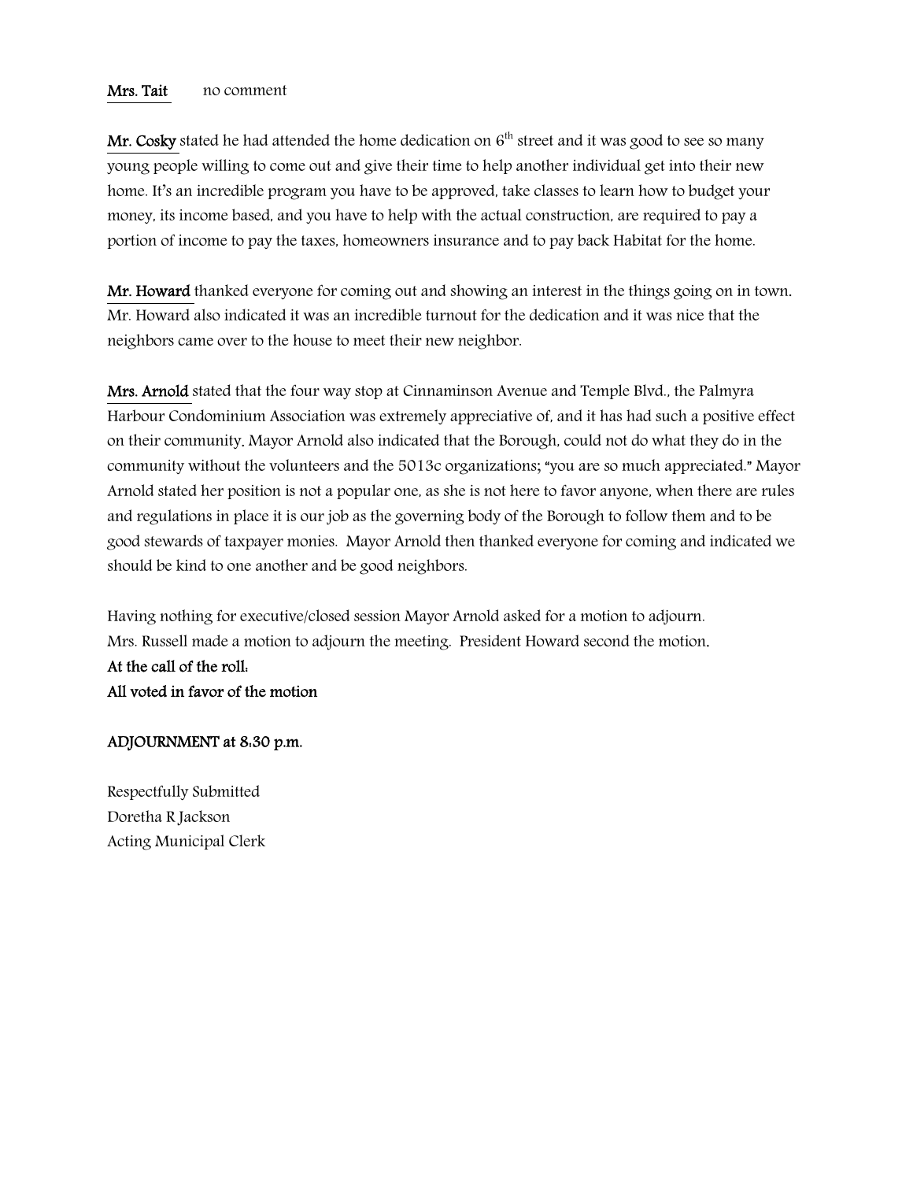**Mrs. Tait** no comment

**Mr. Cosky** stated he had attended the home dedication on 6th street and it was good to see so many young people willing to come out and give their time to help another individual get into their new home. It's an incredible program you have to be approved, take classes to learn how to budget your money, its income based, and you have to help with the actual construction, are required to pay a portion of income to pay the taxes, homeowners insurance and to pay back Habitat for the home.

**Mr. Howard** thanked everyone for coming out and showing an interest in the things going on in town. Mr. Howard also indicated it was an incredible turnout for the dedication and it was nice that the neighbors came over to the house to meet their new neighbor.

**Mrs. Arnold** stated that the four way stop at Cinnaminson Avenue and Temple Blvd., the Palmyra Harbour Condominium Association was extremely appreciative of, and it has had such a positive effect on their community. Mayor Arnold also indicated that the Borough, could not do what they do in the community without the volunteers and the 5013c organizations; "you are so much appreciated." Mayor Arnold stated her position is not a popular one, as she is not here to favor anyone, when there are rules and regulations in place it is our job as the governing body of the Borough to follow them and to be good stewards of taxpayer monies. Mayor Arnold then thanked everyone for coming and indicated we should be kind to one another and be good neighbors.

Having nothing for executive/closed session Mayor Arnold asked for a motion to adjourn.
Mrs. Russell made a motion to adjourn the meeting. President Howard second the motion.
**At the call of the roll:**
**All voted in favor of the motion**

**ADJOURNMENT at 8:30 p.m.**

Respectfully Submitted
Doretha R Jackson
Acting Municipal Clerk